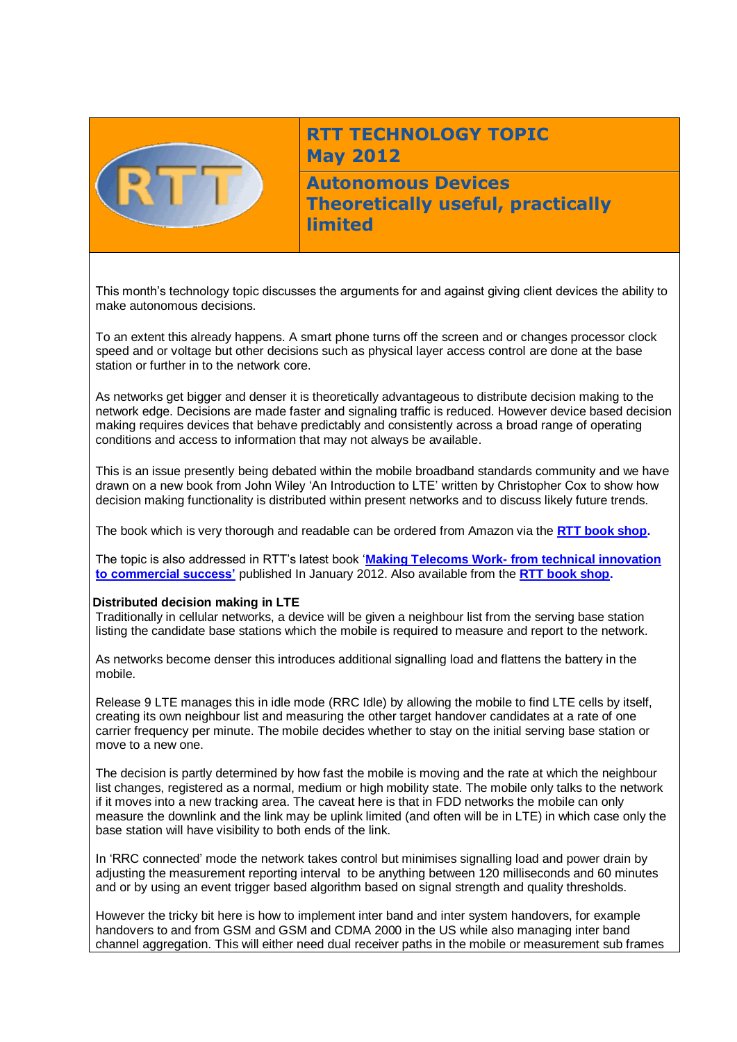# RTT TECHNOLOGY TOPIC
## May 2012

## Autonomous Devices
## Theoretically useful, practically limited

This month's technology topic discusses the arguments for and against giving client devices the ability to make autonomous decisions.

To an extent this already happens. A smart phone turns off the screen and or changes processor clock speed and or voltage but other decisions such as physical layer access control are done at the base station or further in to the network core.

As networks get bigger and denser it is theoretically advantageous to distribute decision making to the network edge. Decisions are made faster and signaling traffic is reduced. However device based decision making requires devices that behave predictably and consistently across a broad range of operating conditions and access to information that may not always be available.

This is an issue presently being debated within the mobile broadband standards community and we have drawn on a new book from John Wiley 'An Introduction to LTE' written by Christopher Cox to show how decision making functionality is distributed within present networks and to discuss likely future trends.

The book which is very thorough and readable can be ordered from Amazon via the **RTT book shop**.

The topic is also addressed in RTT's latest book '**Making Telecoms Work- from technical innovation to commercial success'** published In January 2012. Also available from the **RTT book shop**.

**Distributed decision making in LTE**

Traditionally in cellular networks, a device will be given a neighbour list from the serving base station listing the candidate base stations which the mobile is required to measure and report to the network.

As networks become denser this introduces additional signalling load and flattens the battery in the mobile.

Release 9 LTE manages this in idle mode (RRC Idle) by allowing the mobile to find LTE cells by itself, creating its own neighbour list and measuring the other target handover candidates at a rate of one carrier frequency per minute. The mobile decides whether to stay on the initial serving base station or move to a new one.

The decision is partly determined by how fast the mobile is moving and the rate at which the neighbour list changes, registered as a normal, medium or high mobility state. The mobile only talks to the network if it moves into a new tracking area. The caveat here is that in FDD networks the mobile can only measure the downlink and the link may be uplink limited (and often will be in LTE) in which case only the base station will have visibility to both ends of the link.

In 'RRC connected' mode the network takes control but minimises signalling load and power drain by adjusting the measurement reporting interval to be anything between 120 milliseconds and 60 minutes and or by using an event trigger based algorithm based on signal strength and quality thresholds.

However the tricky bit here is how to implement inter band and inter system handovers, for example handovers to and from GSM and GSM and CDMA 2000 in the US while also managing inter band channel aggregation. This will either need dual receiver paths in the mobile or measurement sub frames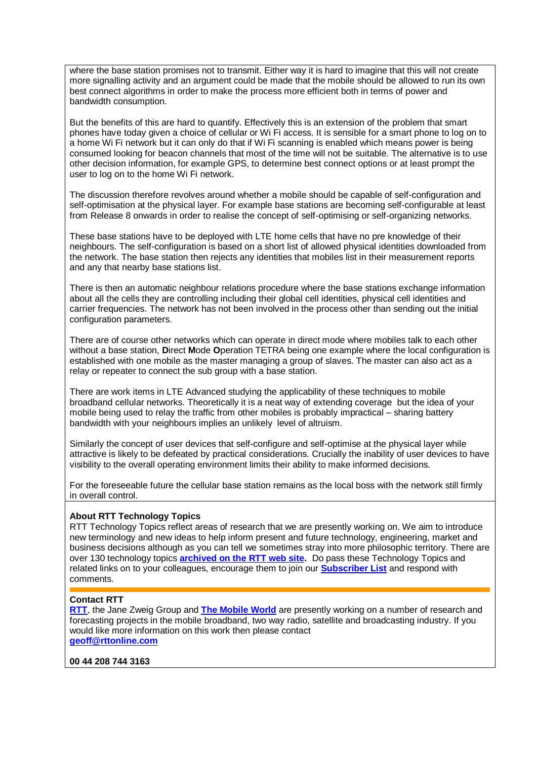where the base station promises not to transmit. Either way it is hard to imagine that this will not create more signalling activity and an argument could be made that the mobile should be allowed to run its own best connect algorithms in order to make the process more efficient both in terms of power and bandwidth consumption.

But the benefits of this are hard to quantify. Effectively this is an extension of the problem that smart phones have today given a choice of cellular or Wi Fi access. It is sensible for a smart phone to log on to a home Wi Fi network but it can only do that if Wi Fi scanning is enabled which means power is being consumed looking for beacon channels that most of the time will not be suitable. The alternative is to use other decision information, for example GPS, to determine best connect options or at least prompt the user to log on to the home Wi Fi network.

The discussion therefore revolves around whether a mobile should be capable of self-configuration and self-optimisation at the physical layer. For example base stations are becoming self-configurable at least from Release 8 onwards in order to realise the concept of self-optimising or self-organizing networks.

These base stations have to be deployed with LTE home cells that have no pre knowledge of their neighbours. The self-configuration is based on a short list of allowed physical identities downloaded from the network. The base station then rejects any identities that mobiles list in their measurement reports and any that nearby base stations list.

There is then an automatic neighbour relations procedure where the base stations exchange information about all the cells they are controlling including their global cell identities, physical cell identities and carrier frequencies. The network has not been involved in the process other than sending out the initial configuration parameters.

There are of course other networks which can operate in direct mode where mobiles talk to each other without a base station, **D**irect **M**ode **O**peration TETRA being one example where the local configuration is established with one mobile as the master managing a group of slaves. The master can also act as a relay or repeater to connect the sub group with a base station.

There are work items in LTE Advanced studying the applicability of these techniques to mobile broadband cellular networks. Theoretically it is a neat way of extending coverage but the idea of your mobile being used to relay the traffic from other mobiles is probably impractical – sharing battery bandwidth with your neighbours implies an unlikely level of altruism.

Similarly the concept of user devices that self-configure and self-optimise at the physical layer while attractive is likely to be defeated by practical considerations. Crucially the inability of user devices to have visibility to the overall operating environment limits their ability to make informed decisions.

For the foreseeable future the cellular base station remains as the local boss with the network still firmly in overall control.

**About RTT Technology Topics**

RTT Technology Topics reflect areas of research that we are presently working on. We aim to introduce new terminology and new ideas to help inform present and future technology, engineering, market and business decisions although as you can tell we sometimes stray into more philosophic territory. There are over 130 technology topics **archived on the RTT web site.** Do pass these Technology Topics and related links on to your colleagues, encourage them to join our **Subscriber List** and respond with comments.

**Contact RTT**

**RTT**, the Jane Zweig Group and **The Mobile World** are presently working on a number of research and forecasting projects in the mobile broadband, two way radio, satellite and broadcasting industry. If you would like more information on this work then please contact
**geoff@rttonline.com**

**00 44 208 744 3163**